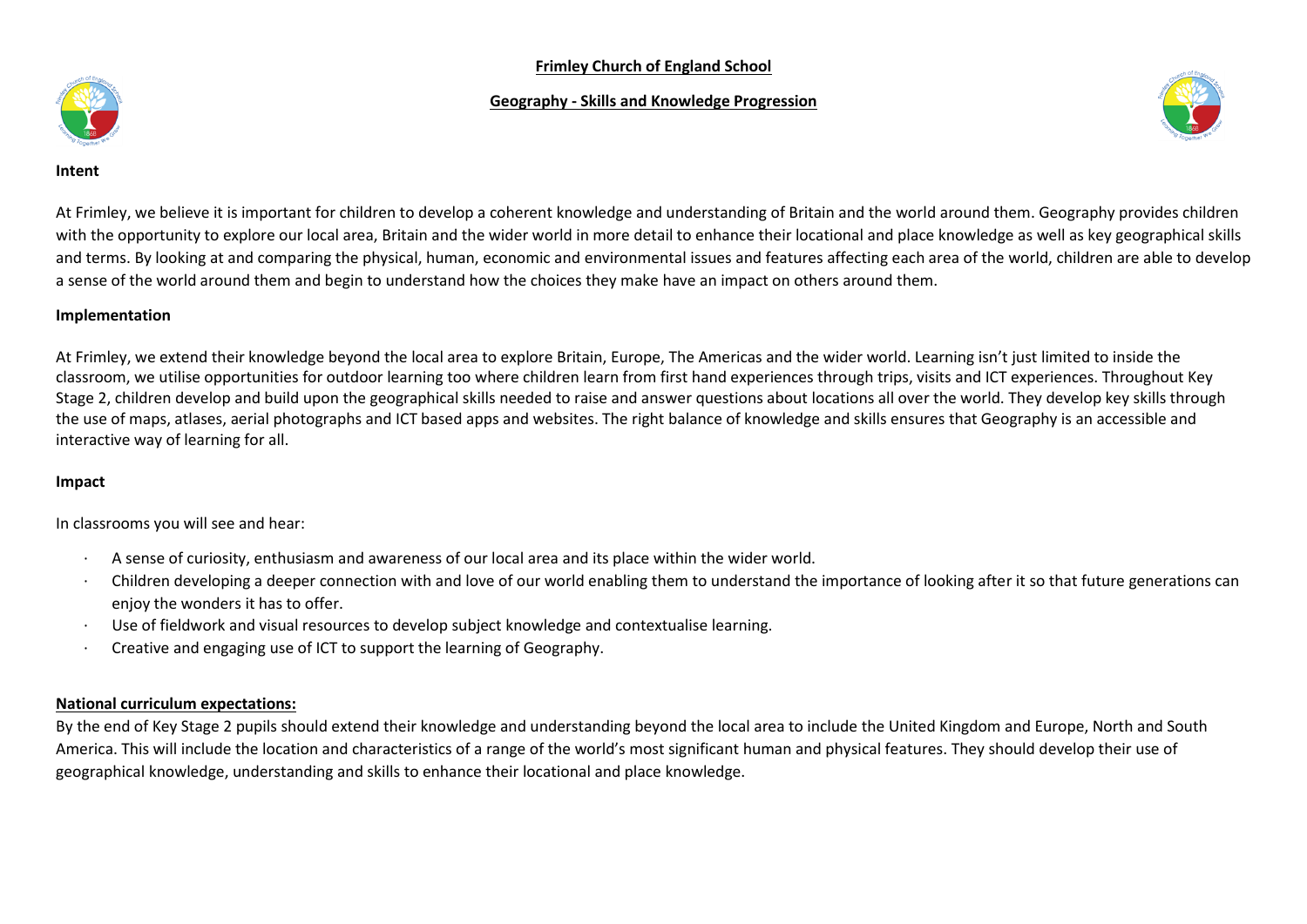# Frimley Church of England School

## Geography - Skills and Knowledge Progression

**Intent**

At Frimley, we believe it is important for children to develop a coherent knowledge and understanding of Britain and the world around them. Geography provides children with the opportunity to explore our local area, Britain and the wider world in more detail to enhance their locational and place knowledge as well as key geographical skills and terms. By looking at and comparing the physical, human, economic and environmental issues and features affecting each area of the world, children are able to develop a sense of the world around them and begin to understand how the choices they make have an impact on others around them.

**Implementation**

At Frimley, we extend their knowledge beyond the local area to explore Britain, Europe, The Americas and the wider world. Learning isn't just limited to inside the classroom, we utilise opportunities for outdoor learning too where children learn from first hand experiences through trips, visits and ICT experiences. Throughout Key Stage 2, children develop and build upon the geographical skills needed to raise and answer questions about locations all over the world. They develop key skills through the use of maps, atlases, aerial photographs and ICT based apps and websites. The right balance of knowledge and skills ensures that Geography is an accessible and interactive way of learning for all.

**Impact**

In classrooms you will see and hear:

- A sense of curiosity, enthusiasm and awareness of our local area and its place within the wider world.
- Children developing a deeper connection with and love of our world enabling them to understand the importance of looking after it so that future generations can enjoy the wonders it has to offer.
- Use of fieldwork and visual resources to develop subject knowledge and contextualise learning.
- Creative and engaging use of ICT to support the learning of Geography.

**National curriculum expectations:**

By the end of Key Stage 2 pupils should extend their knowledge and understanding beyond the local area to include the United Kingdom and Europe, North and South America. This will include the location and characteristics of a range of the world's most significant human and physical features. They should develop their use of geographical knowledge, understanding and skills to enhance their locational and place knowledge.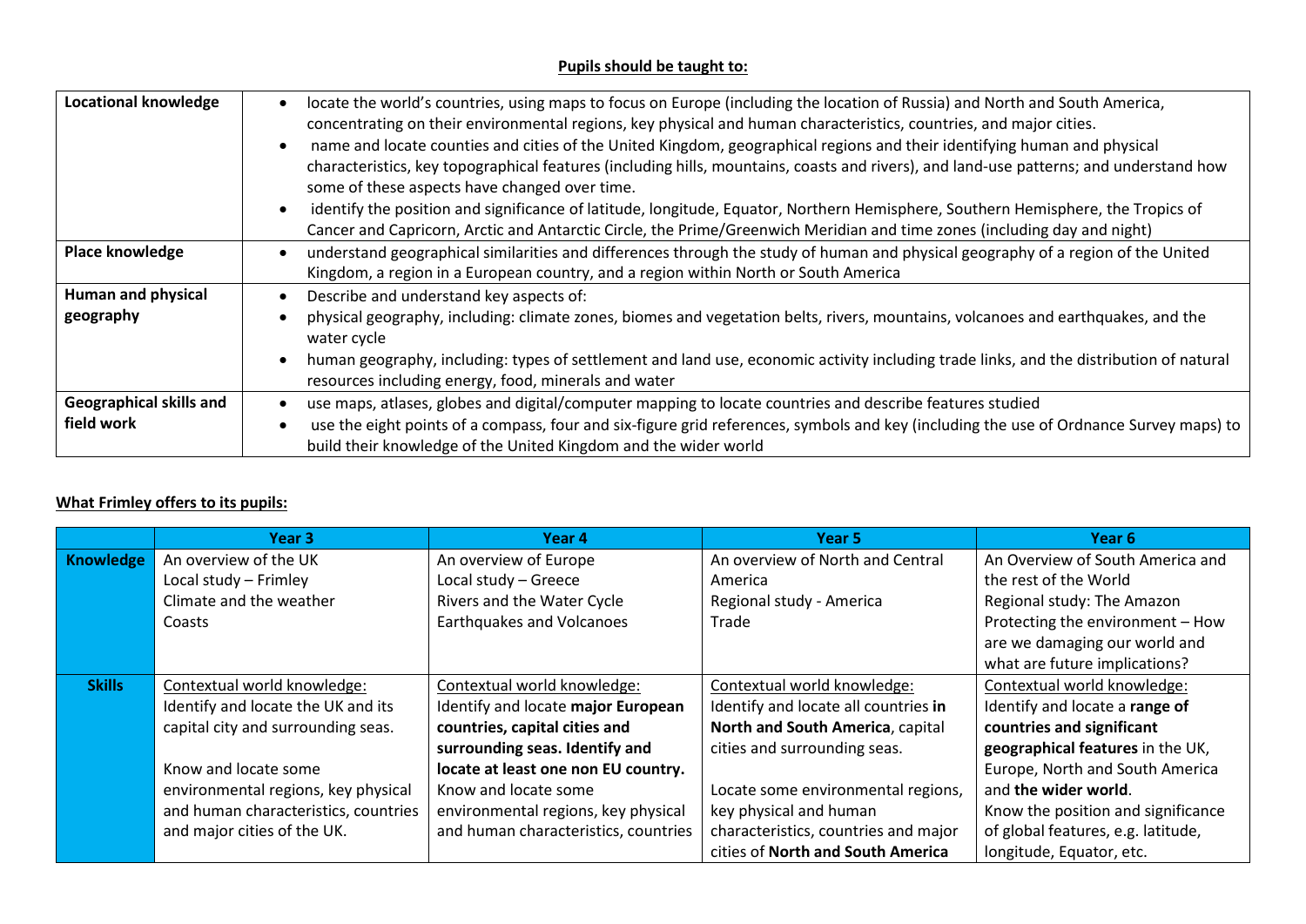**Pupils should be taught to:**

| | |
|---|---|
| **Locational knowledge** | • locate the world's countries, using maps to focus on Europe (including the location of Russia) and North and South America, concentrating on their environmental regions, key physical and human characteristics, countries, and major cities.<br>• name and locate counties and cities of the United Kingdom, geographical regions and their identifying human and physical characteristics, key topographical features (including hills, mountains, coasts and rivers), and land-use patterns; and understand how some of these aspects have changed over time.<br>• identify the position and significance of latitude, longitude, Equator, Northern Hemisphere, Southern Hemisphere, the Tropics of Cancer and Capricorn, Arctic and Antarctic Circle, the Prime/Greenwich Meridian and time zones (including day and night) |
| **Place knowledge** | • understand geographical similarities and differences through the study of human and physical geography of a region of the United Kingdom, a region in a European country, and a region within North or South America |
| **Human and physical geography** | • Describe and understand key aspects of:<br>• physical geography, including: climate zones, biomes and vegetation belts, rivers, mountains, volcanoes and earthquakes, and the water cycle<br>• human geography, including: types of settlement and land use, economic activity including trade links, and the distribution of natural resources including energy, food, minerals and water |
| **Geographical skills and field work** | • use maps, atlases, globes and digital/computer mapping to locate countries and describe features studied<br>• use the eight points of a compass, four and six-figure grid references, symbols and key (including the use of Ordnance Survey maps) to build their knowledge of the United Kingdom and the wider world |

**What Frimley offers to its pupils:**

| | Year 3 | Year 4 | Year 5 | Year 6 |
|---|---|---|---|---|
| **Knowledge** | An overview of the UK<br>Local study – Frimley<br>Climate and the weather<br>Coasts | An overview of Europe<br>Local study – Greece<br>Rivers and the Water Cycle<br>Earthquakes and Volcanoes | An overview of North and Central America<br>Regional study - America<br>Trade | An Overview of South America and the rest of the World<br>Regional study: The Amazon<br>Protecting the environment – How are we damaging our world and what are future implications? |
| **Skills** | Contextual world knowledge:<br>Identify and locate the UK and its capital city and surrounding seas.<br><br>Know and locate some environmental regions, key physical and human characteristics, countries and major cities of the UK. | Contextual world knowledge:<br>Identify and locate **major European countries, capital cities and surrounding seas. Identify and locate at least one non EU country.**<br>Know and locate some environmental regions, key physical and human characteristics, countries | Contextual world knowledge:<br>Identify and locate all countries **in North and South America**, capital cities and surrounding seas.<br><br>Locate some environmental regions, key physical and human characteristics, countries and major cities of **North and South America** | Contextual world knowledge:<br>Identify and locate a **range of countries and significant geographical features** in the UK, Europe, North and South America and **the wider world**.<br>Know the position and significance of global features, e.g. latitude, longitude, Equator, etc. |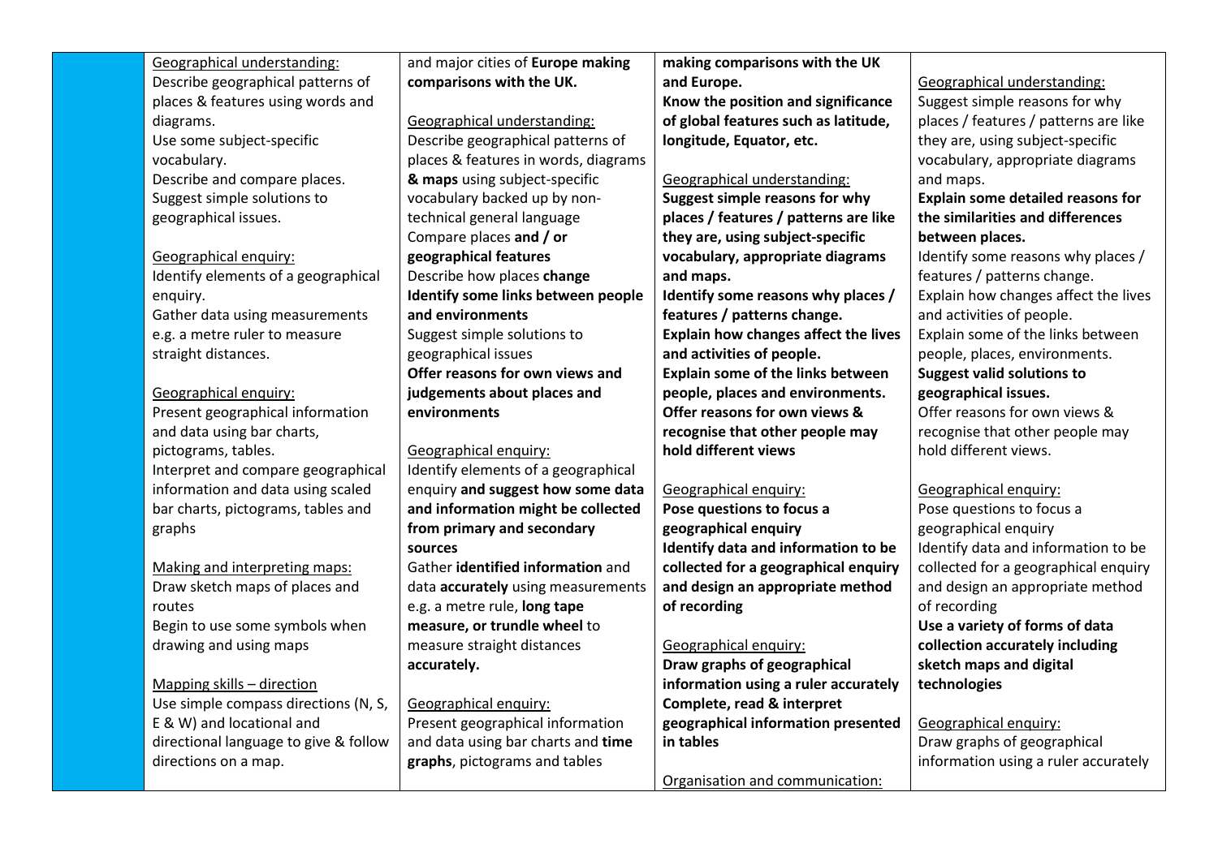| | | | | |
|---|---|---|---|---|
| | Geographical understanding:<br>Describe geographical patterns of places & features using words and diagrams.<br>Use some subject-specific vocabulary.<br>Describe and compare places.<br>Suggest simple solutions to geographical issues.<br><br>Geographical enquiry:<br>Identify elements of a geographical enquiry.<br>Gather data using measurements e.g. a metre ruler to measure straight distances.<br><br>Geographical enquiry:<br>Present geographical information and data using bar charts, pictograms, tables.<br>Interpret and compare geographical information and data using scaled bar charts, pictograms, tables and graphs<br><br>Making and interpreting maps:<br>Draw sketch maps of places and routes<br>Begin to use some symbols when drawing and using maps<br><br>Mapping skills – direction<br>Use simple compass directions (N, S, E & W) and locational and directional language to give & follow directions on a map. | and major cities of **Europe making comparisons with the UK.**<br><br>Geographical understanding:<br>Describe geographical patterns of places & features in words, diagrams **& maps** using subject-specific vocabulary backed up by non-technical general language<br>Compare places **and / or geographical features**<br>Describe how places **change**<br>**Identify some links between people and environments**<br>Suggest simple solutions to geographical issues<br>**Offer reasons for own views and judgements about places and environments**<br><br>Geographical enquiry:<br>Identify elements of a geographical enquiry **and suggest how some data and information might be collected from primary and secondary sources**<br>Gather **identified information** and data **accurately** using measurements e.g. a metre rule, **long tape measure, or trundle wheel** to measure straight distances **accurately.**<br><br>Geographical enquiry:<br>Present geographical information and data using bar charts and **time graphs**, pictograms and tables | **making comparisons with the UK and Europe.**<br>**Know the position and significance of global features such as latitude, longitude, Equator, etc.**<br><br>Geographical understanding:<br>**Suggest simple reasons for why places / features / patterns are like they are, using subject-specific vocabulary, appropriate diagrams and maps.**<br>**Identify some reasons why places / features / patterns change.**<br>**Explain how changes affect the lives and activities of people.**<br>**Explain some of the links between people, places and environments.**<br>**Offer reasons for own views & recognise that other people may hold different views**<br><br>Geographical enquiry:<br>**Pose questions to focus a geographical enquiry**<br>**Identify data and information to be collected for a geographical enquiry and design an appropriate method of recording**<br><br>Geographical enquiry:<br>**Draw graphs of geographical information using a ruler accurately**<br>**Complete, read & interpret geographical information presented in tables**<br><br>Organisation and communication: | Geographical understanding:<br>Suggest simple reasons for why places / features / patterns are like they are, using subject-specific vocabulary, appropriate diagrams and maps.<br>**Explain some detailed reasons for the similarities and differences between places.**<br>Identify some reasons why places / features / patterns change.<br>Explain how changes affect the lives and activities of people.<br>Explain some of the links between people, places, environments.<br>**Suggest valid solutions to geographical issues.**<br>Offer reasons for own views & recognise that other people may hold different views.<br><br>Geographical enquiry:<br>Pose questions to focus a geographical enquiry<br>Identify data and information to be collected for a geographical enquiry and design an appropriate method of recording<br>**Use a variety of forms of data collection accurately including sketch maps and digital technologies**<br><br>Geographical enquiry:<br>Draw graphs of geographical information using a ruler accurately |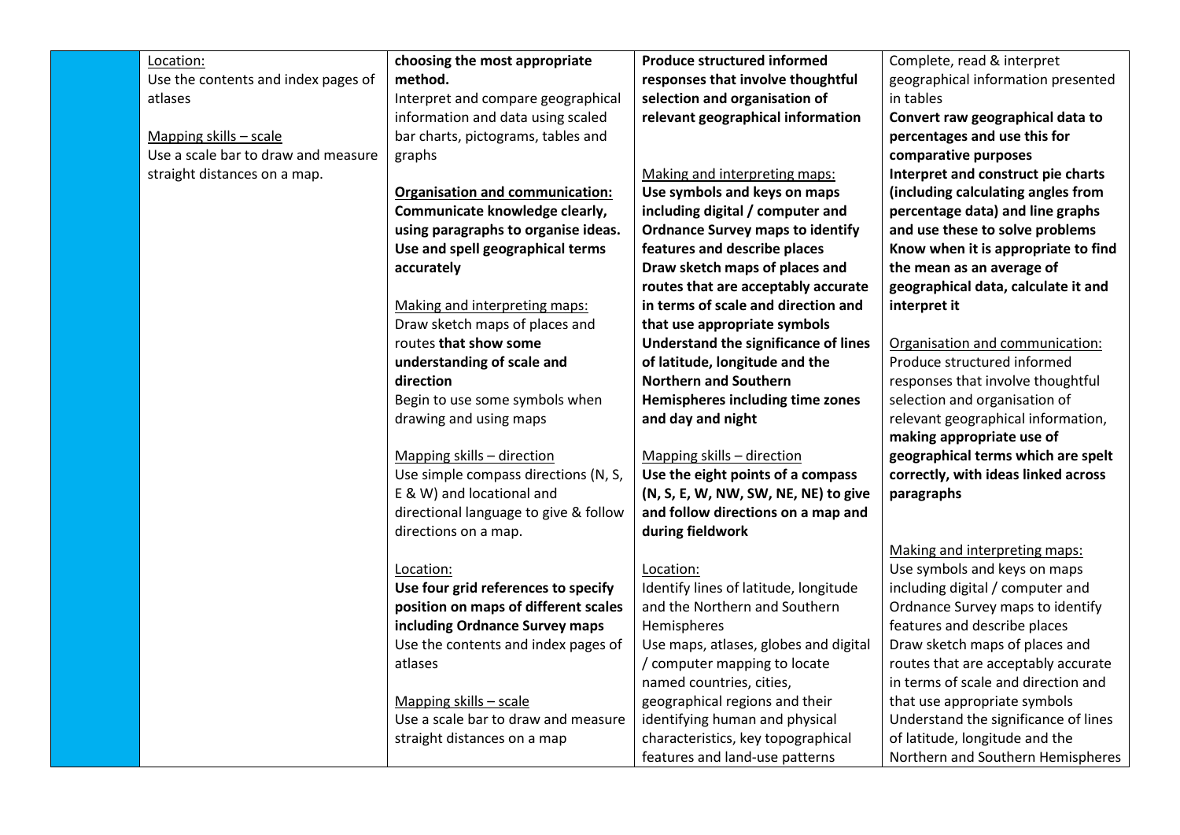| | | | | |
|---|---|---|---|---|
| | Location:<br>Use the contents and index pages of atlases<br><br>Mapping skills – scale<br>Use a scale bar to draw and measure straight distances on a map. | **choosing the most appropriate method.**<br>Interpret and compare geographical information and data using scaled bar charts, pictograms, tables and graphs<br><br>**Organisation and communication:**<br>**Communicate knowledge clearly, using paragraphs to organise ideas. Use and spell geographical terms accurately**<br><br>Making and interpreting maps:<br>Draw sketch maps of places and routes **that show some understanding of scale and direction**<br>Begin to use some symbols when drawing and using maps<br><br>Mapping skills – direction<br>Use simple compass directions (N, S, E & W) and locational and directional language to give & follow directions on a map.<br><br>Location:<br>**Use four grid references to specify position on maps of different scales including Ordnance Survey maps**<br>Use the contents and index pages of atlases<br><br>Mapping skills – scale<br>Use a scale bar to draw and measure straight distances on a map | **Produce structured informed responses that involve thoughtful selection and organisation of relevant geographical information**<br><br>Making and interpreting maps:<br>**Use symbols and keys on maps including digital / computer and Ordnance Survey maps to identify features and describe places**<br>**Draw sketch maps of places and routes that are acceptably accurate in terms of scale and direction and that use appropriate symbols**<br>**Understand the significance of lines of latitude, longitude and the Northern and Southern Hemispheres including time zones and day and night**<br><br>Mapping skills – direction<br>**Use the eight points of a compass (N, S, E, W, NW, SW, NE, NE) to give and follow directions on a map and during fieldwork**<br><br>Location:<br>Identify lines of latitude, longitude and the Northern and Southern Hemispheres<br>Use maps, atlases, globes and digital / computer mapping to locate named countries, cities, geographical regions and their identifying human and physical characteristics, key topographical features and land-use patterns | Complete, read & interpret geographical information presented in tables<br>**Convert raw geographical data to percentages and use this for comparative purposes**<br>**Interpret and construct pie charts (including calculating angles from percentage data) and line graphs and use these to solve problems**<br>**Know when it is appropriate to find the mean as an average of geographical data, calculate it and interpret it**<br><br>Organisation and communication:<br>Produce structured informed responses that involve thoughtful selection and organisation of relevant geographical information, **making appropriate use of geographical terms which are spelt correctly, with ideas linked across paragraphs**<br><br>Making and interpreting maps:<br>Use symbols and keys on maps including digital / computer and Ordnance Survey maps to identify features and describe places<br>Draw sketch maps of places and routes that are acceptably accurate in terms of scale and direction and that use appropriate symbols<br>Understand the significance of lines of latitude, longitude and the Northern and Southern Hemispheres |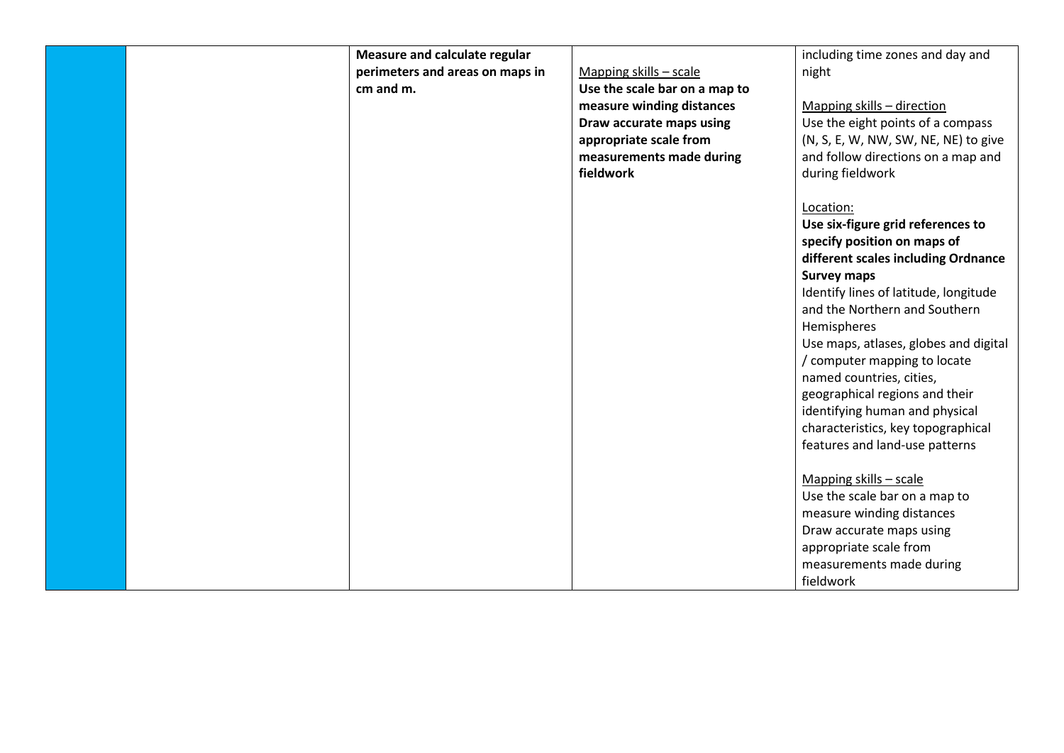| | | | | |
|---|---|---|---|---|
| | | **Measure and calculate regular perimeters and areas on maps in cm and m.** | Mapping skills – scale<br>**Use the scale bar on a map to measure winding distances**<br>**Draw accurate maps using appropriate scale from measurements made during fieldwork** | including time zones and day and night<br><br>Mapping skills – direction<br>Use the eight points of a compass (N, S, E, W, NW, SW, NE, NE) to give and follow directions on a map and during fieldwork<br><br>Location:<br>**Use six-figure grid references to specify position on maps of different scales including Ordnance Survey maps**<br>Identify lines of latitude, longitude and the Northern and Southern Hemispheres<br>Use maps, atlases, globes and digital / computer mapping to locate named countries, cities, geographical regions and their identifying human and physical characteristics, key topographical features and land-use patterns<br><br>Mapping skills – scale<br>Use the scale bar on a map to measure winding distances<br>Draw accurate maps using appropriate scale from measurements made during fieldwork |